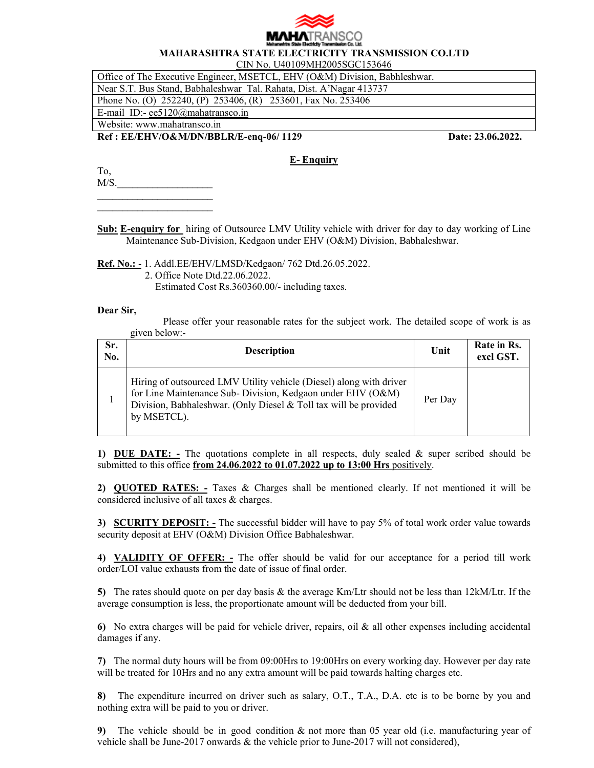MAHATRANSCO

Maharashtra State Electricity Transmission Co. Ltd.

**MAHARASHTRA STATE ELECTRICITY TRANSMISSION CO.LTD**

CIN No. U40109MH2005SGC153646

| Office of The Executive Engineer, MSETCL, EHV (O&M) Division, Babhleshwar. |
|---|
| Near S.T. Bus Stand, Babhaleshwar Tal. Rahata, Dist. A'Nagar 413737 |
| Phone No. (O) 252240, (P) 253406, (R) 253601, Fax No. 253406 |
| E-mail ID:- ee5120@mahatransco.in |
| Website: www.mahatransco.in |

**Ref : EE/EHV/O&M/DN/BBLR/E-enq-06/ 1129** **Date: 23.06.2022.**

## E- Enquiry

To,
M/S.___________________
_______________________
_______________________

**Sub: E-enquiry for** hiring of Outsource LMV Utility vehicle with driver for day to day working of Line Maintenance Sub-Division, Kedgaon under EHV (O&M) Division, Babhaleshwar.

**Ref. No.: -** 1. Addl.EE/EHV/LMSD/Kedgaon/ 762 Dtd.26.05.2022.
2. Office Note Dtd.22.06.2022.
Estimated Cost Rs.360360.00/- including taxes.

**Dear Sir,**

Please offer your reasonable rates for the subject work. The detailed scope of work is as given below:-

| Sr. No. | Description | Unit | Rate in Rs. excl GST. |
|---|---|---|---|
| 1 | Hiring of outsourced LMV Utility vehicle (Diesel) along with driver for Line Maintenance Sub- Division, Kedgaon under EHV (O&M) Division, Babhaleshwar. (Only Diesel & Toll tax will be provided by MSETCL). | Per Day | |

1) **DUE DATE: -** The quotations complete in all respects, duly sealed & super scribed should be submitted to this office **from 24.06.2022 to 01.07.2022 up to 13:00 Hrs** positively.

2) **QUOTED RATES: -** Taxes & Charges shall be mentioned clearly. If not mentioned it will be considered inclusive of all taxes & charges.

3) **SCURITY DEPOSIT: -** The successful bidder will have to pay 5% of total work order value towards security deposit at EHV (O&M) Division Office Babhaleshwar.

4) **VALIDITY OF OFFER: -** The offer should be valid for our acceptance for a period till work order/LOI value exhausts from the date of issue of final order.

5) The rates should quote on per day basis & the average Km/Ltr should not be less than 12kM/Ltr. If the average consumption is less, the proportionate amount will be deducted from your bill.

6) No extra charges will be paid for vehicle driver, repairs, oil & all other expenses including accidental damages if any.

7) The normal duty hours will be from 09:00Hrs to 19:00Hrs on every working day. However per day rate will be treated for 10Hrs and no any extra amount will be paid towards halting charges etc.

8) The expenditure incurred on driver such as salary, O.T., T.A., D.A. etc is to be borne by you and nothing extra will be paid to you or driver.

9) The vehicle should be in good condition & not more than 05 year old (i.e. manufacturing year of vehicle shall be June-2017 onwards & the vehicle prior to June-2017 will not considered),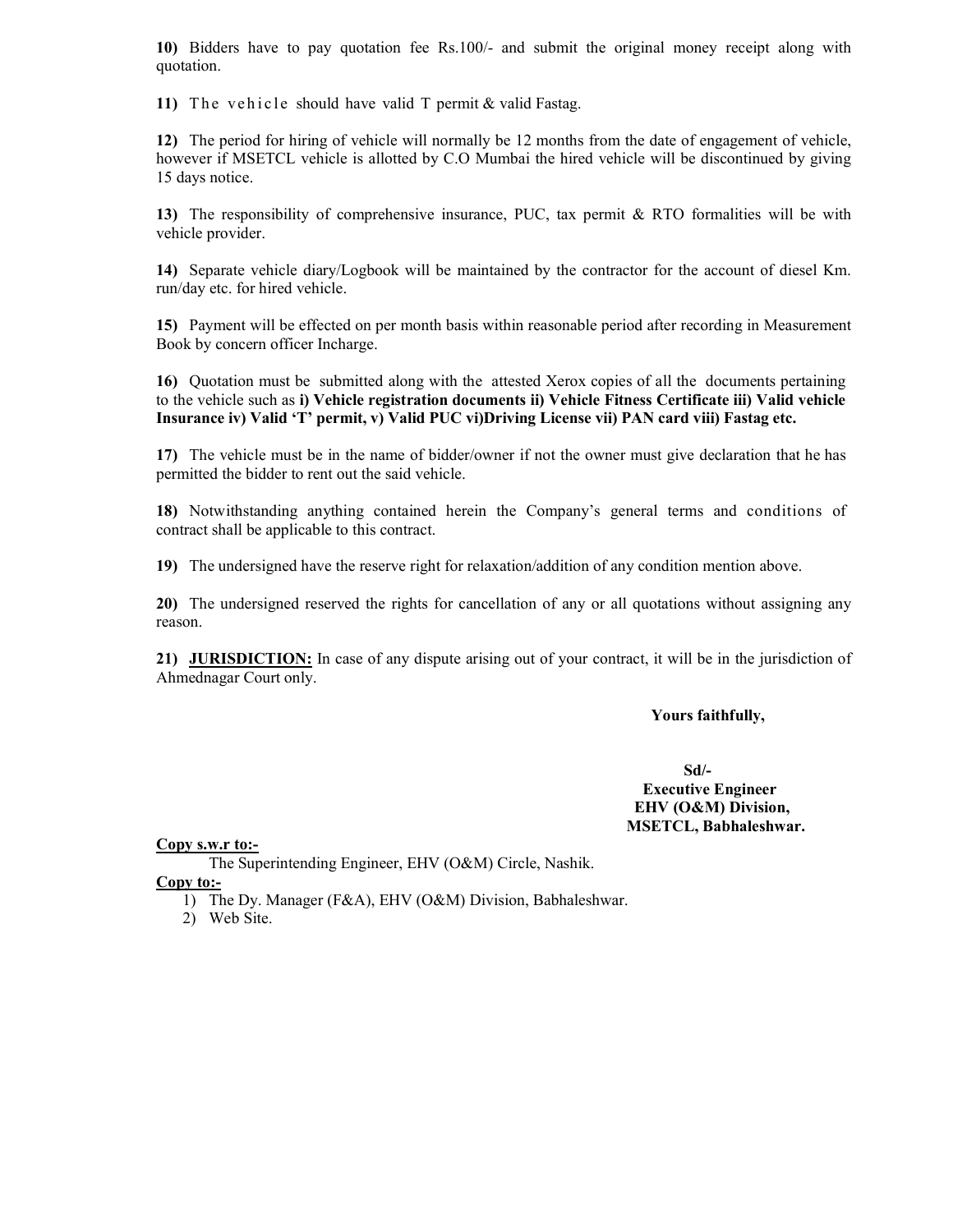**10)** Bidders have to pay quotation fee Rs.100/- and submit the original money receipt along with quotation.

**11)** The vehicle should have valid T permit & valid Fastag.

**12)** The period for hiring of vehicle will normally be 12 months from the date of engagement of vehicle, however if MSETCL vehicle is allotted by C.O Mumbai the hired vehicle will be discontinued by giving 15 days notice.

**13)** The responsibility of comprehensive insurance, PUC, tax permit & RTO formalities will be with vehicle provider.

**14)** Separate vehicle diary/Logbook will be maintained by the contractor for the account of diesel Km. run/day etc. for hired vehicle.

**15)** Payment will be effected on per month basis within reasonable period after recording in Measurement Book by concern officer Incharge.

**16)** Quotation must be submitted along with the attested Xerox copies of all the documents pertaining to the vehicle such as **i) Vehicle registration documents ii) Vehicle Fitness Certificate iii) Valid vehicle Insurance iv) Valid 'T' permit, v) Valid PUC vi)Driving License vii) PAN card viii) Fastag etc.**

**17)** The vehicle must be in the name of bidder/owner if not the owner must give declaration that he has permitted the bidder to rent out the said vehicle.

**18)** Notwithstanding anything contained herein the Company's general terms and conditions of contract shall be applicable to this contract.

**19)** The undersigned have the reserve right for relaxation/addition of any condition mention above.

**20)** The undersigned reserved the rights for cancellation of any or all quotations without assigning any reason.

**21)** **JURISDICTION:** In case of any dispute arising out of your contract, it will be in the jurisdiction of Ahmednagar Court only.

**Yours faithfully,**

**Sd/-**
**Executive Engineer**
**EHV (O&M) Division,**
**MSETCL, Babhaleshwar.**

**Copy s.w.r to:-**

The Superintending Engineer, EHV (O&M) Circle, Nashik.

**Copy to:-**

1) The Dy. Manager (F&A), EHV (O&M) Division, Babhaleshwar.
2) Web Site.